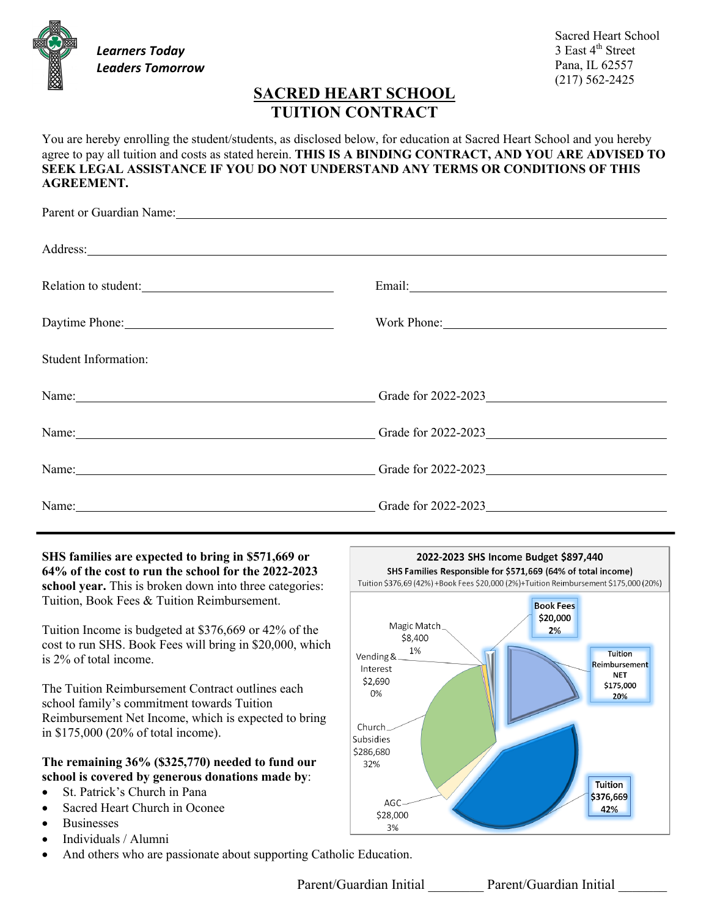*Learners Today*
*Leaders Tomorrow*

Sacred Heart School
3 East 4th Street
Pana, IL 62557
(217) 562-2425

# SACRED HEART SCHOOL
## TUITION CONTRACT

You are hereby enrolling the student/students, as disclosed below, for education at Sacred Heart School and you hereby agree to pay all tuition and costs as stated herein. **THIS IS A BINDING CONTRACT, AND YOU ARE ADVISED TO SEEK LEGAL ASSISTANCE IF YOU DO NOT UNDERSTAND ANY TERMS OR CONDITIONS OF THIS AGREEMENT.**

Parent or Guardian Name: ______________________________

Address: ______________________________

Relation to student: ______________________ Email: ______________________

Daytime Phone: ______________________ Work Phone: ______________________

Student Information:

Name: ______________________ Grade for 2022-2023 ______________

Name: ______________________ Grade for 2022-2023 ______________

Name: ______________________ Grade for 2022-2023 ______________

Name: ______________________ Grade for 2022-2023 ______________

---

**SHS families are expected to bring in $571,669 or 64% of the cost to run the school for the 2022-2023 school year.** This is broken down into three categories: Tuition, Book Fees & Tuition Reimbursement.

Tuition Income is budgeted at $376,669 or 42% of the cost to run SHS. Book Fees will bring in $20,000, which is 2% of total income.

The Tuition Reimbursement Contract outlines each school family's commitment towards Tuition Reimbursement Net Income, which is expected to bring in $175,000 (20% of total income).

**The remaining 36% ($325,770) needed to fund our school is covered by generous donations made by**:

- St. Patrick's Church in Pana
- Sacred Heart Church in Oconee
- Businesses
- Individuals / Alumni
- And others who are passionate about supporting Catholic Education.

**2022-2023 SHS Income Budget $897,440**
**SHS Families Responsible for $571,669 (64% of total income)**
Tuition $376,69 (42%) +Book Fees $20,000 (2%)+Tuition Reimbursement $175,000 (20%)

| Category | Amount | Percent |
|---|---|---|
| Tuition | $376,669 | 42% |
| Tuition Reimbursement NET | $175,000 | 20% |
| Book Fees | $20,000 | 2% |
| Magic Match | $8,400 | 1% |
| Vending & Interest | $2,690 | 0% |
| Church Subsidies | $286,680 | 32% |
| AGC | $28,000 | 3% |

Parent/Guardian Initial ________ Parent/Guardian Initial ________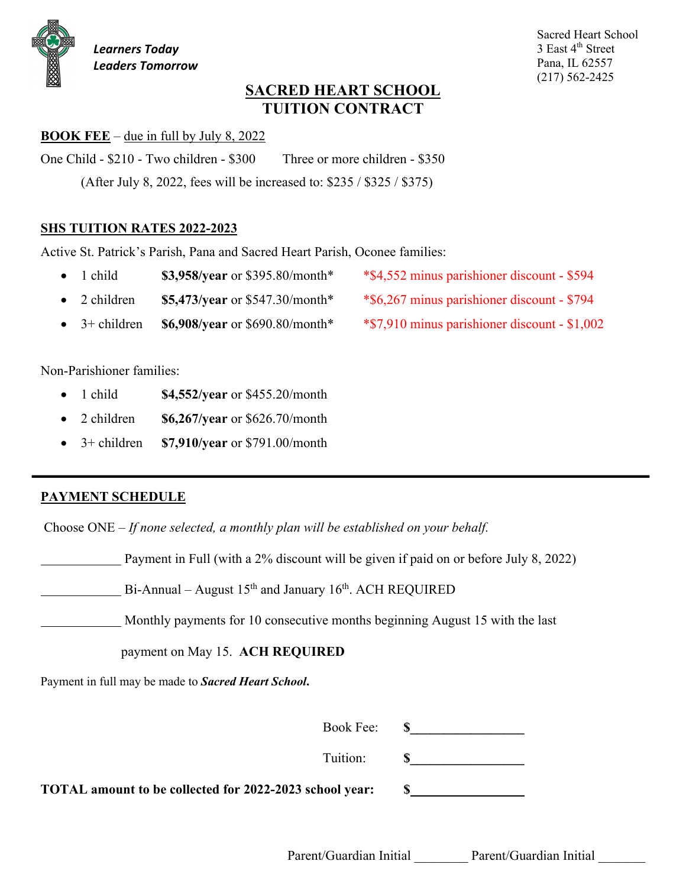*Learners Today*
*Leaders Tomorrow*

Sacred Heart School
3 East 4th Street
Pana, IL 62557
(217) 562-2425

# SACRED HEART SCHOOL
# TUITION CONTRACT

**BOOK FEE** – due in full by July 8, 2022

One Child - $210 - Two children - $300 Three or more children - $350

(After July 8, 2022, fees will be increased to: $235 / $325 / $375)

**SHS TUITION RATES 2022-2023**

Active St. Patrick's Parish, Pana and Sacred Heart Parish, Oconee families:

- 1 child **$3,958/year** or $395.80/month* *$4,552 minus parishioner discount - $594
- 2 children **$5,473/year** or $547.30/month* *$6,267 minus parishioner discount - $794
- 3+ children **$6,908/year** or $690.80/month* *$7,910 minus parishioner discount - $1,002

Non-Parishioner families:

- 1 child **$4,552/year** or $455.20/month
- 2 children **$6,267/year** or $626.70/month
- 3+ children **$7,910/year** or $791.00/month

---

**PAYMENT SCHEDULE**

Choose ONE – *If none selected, a monthly plan will be established on your behalf.*

____________ Payment in Full (with a 2% discount will be given if paid on or before July 8, 2022)

____________ Bi-Annual – August 15th and January 16th. ACH REQUIRED

____________ Monthly payments for 10 consecutive months beginning August 15 with the last payment on May 15. **ACH REQUIRED**

Payment in full may be made to ***Sacred Heart School.***

Book Fee: **$**_________________

Tuition: **$**_________________

**TOTAL amount to be collected for 2022-2023 school year:** **$**_________________

Parent/Guardian Initial ________ Parent/Guardian Initial _______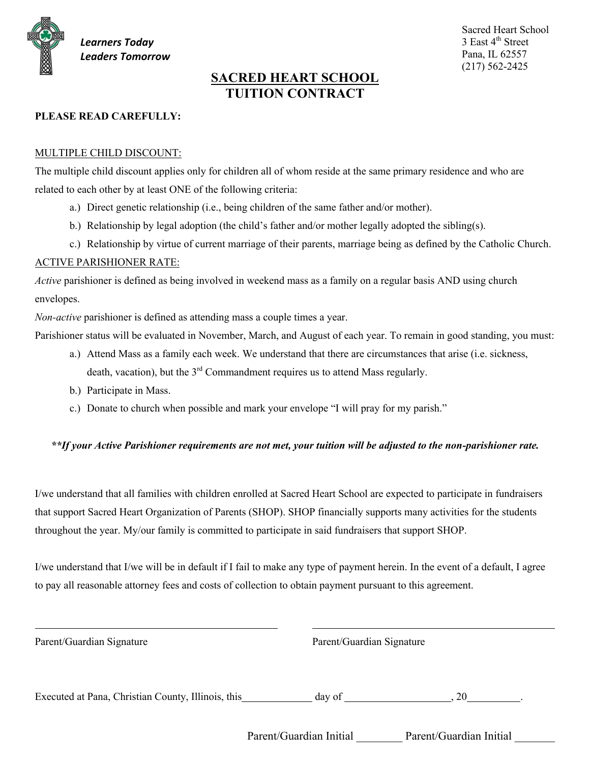Learners Today
Leaders Tomorrow

Sacred Heart School
3 East 4th Street
Pana, IL 62557
(217) 562-2425

# SACRED HEART SCHOOL
# TUITION CONTRACT

**PLEASE READ CAREFULLY:**

MULTIPLE CHILD DISCOUNT:

The multiple child discount applies only for children all of whom reside at the same primary residence and who are related to each other by at least ONE of the following criteria:

a.) Direct genetic relationship (i.e., being children of the same father and/or mother).

b.) Relationship by legal adoption (the child's father and/or mother legally adopted the sibling(s).

c.) Relationship by virtue of current marriage of their parents, marriage being as defined by the Catholic Church.

ACTIVE PARISHIONER RATE:

*Active* parishioner is defined as being involved in weekend mass as a family on a regular basis AND using church envelopes.

*Non-active* parishioner is defined as attending mass a couple times a year.

Parishioner status will be evaluated in November, March, and August of each year. To remain in good standing, you must:

a.) Attend Mass as a family each week. We understand that there are circumstances that arise (i.e. sickness, death, vacation), but the 3rd Commandment requires us to attend Mass regularly.

b.) Participate in Mass.

c.) Donate to church when possible and mark your envelope "I will pray for my parish."

***\*\*If your Active Parishioner requirements are not met, your tuition will be adjusted to the non-parishioner rate.***

I/we understand that all families with children enrolled at Sacred Heart School are expected to participate in fundraisers that support Sacred Heart Organization of Parents (SHOP). SHOP financially supports many activities for the students throughout the year. My/our family is committed to participate in said fundraisers that support SHOP.

I/we understand that I/we will be in default if I fail to make any type of payment herein. In the event of a default, I agree to pay all reasonable attorney fees and costs of collection to obtain payment pursuant to this agreement.

_______________________________ Parent/Guardian Signature

_______________________________ Parent/Guardian Signature

Executed at Pana, Christian County, Illinois, this____________ day of ___________________, 20__________.

Parent/Guardian Initial ________ Parent/Guardian Initial _______